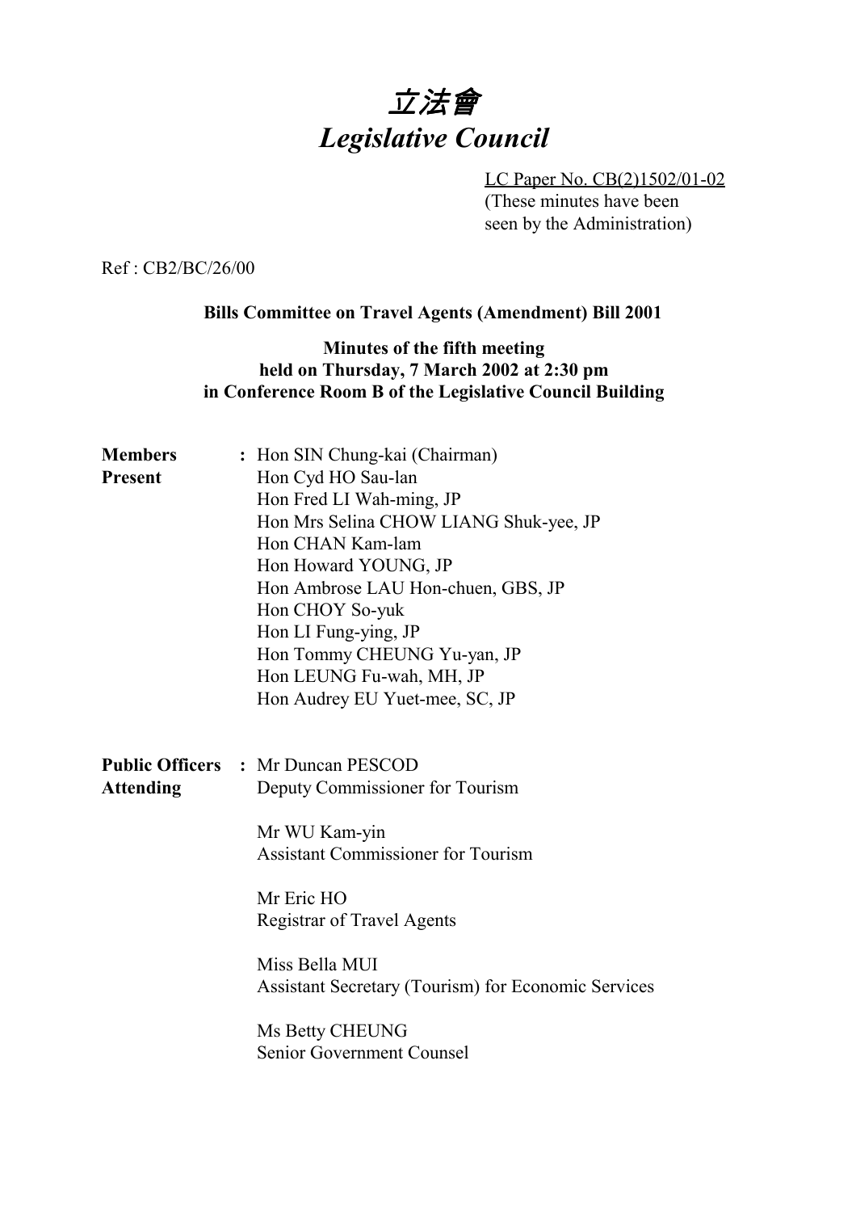# *立法會*
# *Legislative Council*

LC Paper No. CB(2)1502/01-02
(These minutes have been seen by the Administration)

Ref : CB2/BC/26/00

**Bills Committee on Travel Agents (Amendment) Bill 2001**

**Minutes of the fifth meeting**
**held on Thursday, 7 March 2002 at 2:30 pm**
**in Conference Room B of the Legislative Council Building**

**Members Present** :
- Hon SIN Chung-kai (Chairman)
- Hon Cyd HO Sau-lan
- Hon Fred LI Wah-ming, JP
- Hon Mrs Selina CHOW LIANG Shuk-yee, JP
- Hon CHAN Kam-lam
- Hon Howard YOUNG, JP
- Hon Ambrose LAU Hon-chuen, GBS, JP
- Hon CHOY So-yuk
- Hon LI Fung-ying, JP
- Hon Tommy CHEUNG Yu-yan, JP
- Hon LEUNG Fu-wah, MH, JP
- Hon Audrey EU Yuet-mee, SC, JP

**Public Officers Attending** :

Mr Duncan PESCOD
Deputy Commissioner for Tourism

Mr WU Kam-yin
Assistant Commissioner for Tourism

Mr Eric HO
Registrar of Travel Agents

Miss Bella MUI
Assistant Secretary (Tourism) for Economic Services

Ms Betty CHEUNG
Senior Government Counsel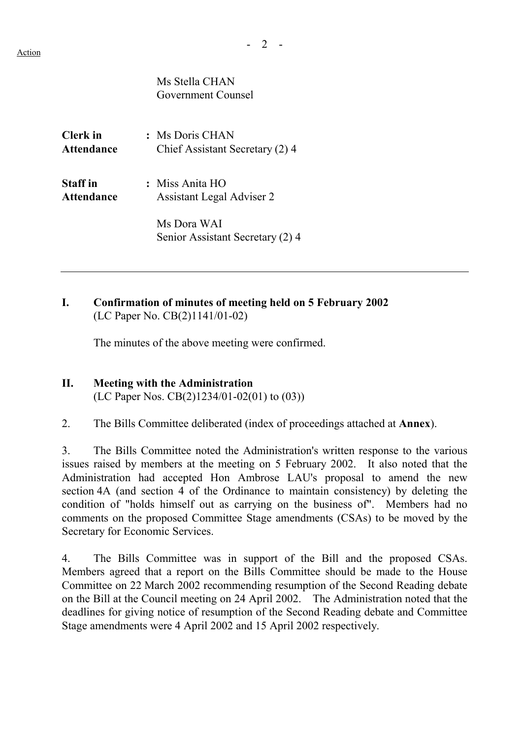Ms Stella CHAN
Government Counsel

| | |
|---|---|
| **Clerk in Attendance** | : Ms Doris CHAN<br>Chief Assistant Secretary (2) 4 |
| **Staff in Attendance** | : Miss Anita HO<br>Assistant Legal Adviser 2<br><br>Ms Dora WAI<br>Senior Assistant Secretary (2) 4 |

---

## I. Confirmation of minutes of meeting held on 5 February 2002
(LC Paper No. CB(2)1141/01-02)

The minutes of the above meeting were confirmed.

## II. Meeting with the Administration
(LC Paper Nos. CB(2)1234/01-02(01) to (03))

2. The Bills Committee deliberated (index of proceedings attached at **Annex**).

3. The Bills Committee noted the Administration's written response to the various issues raised by members at the meeting on 5 February 2002. It also noted that the Administration had accepted Hon Ambrose LAU's proposal to amend the new section 4A (and section 4 of the Ordinance to maintain consistency) by deleting the condition of "holds himself out as carrying on the business of". Members had no comments on the proposed Committee Stage amendments (CSAs) to be moved by the Secretary for Economic Services.

4. The Bills Committee was in support of the Bill and the proposed CSAs. Members agreed that a report on the Bills Committee should be made to the House Committee on 22 March 2002 recommending resumption of the Second Reading debate on the Bill at the Council meeting on 24 April 2002. The Administration noted that the deadlines for giving notice of resumption of the Second Reading debate and Committee Stage amendments were 4 April 2002 and 15 April 2002 respectively.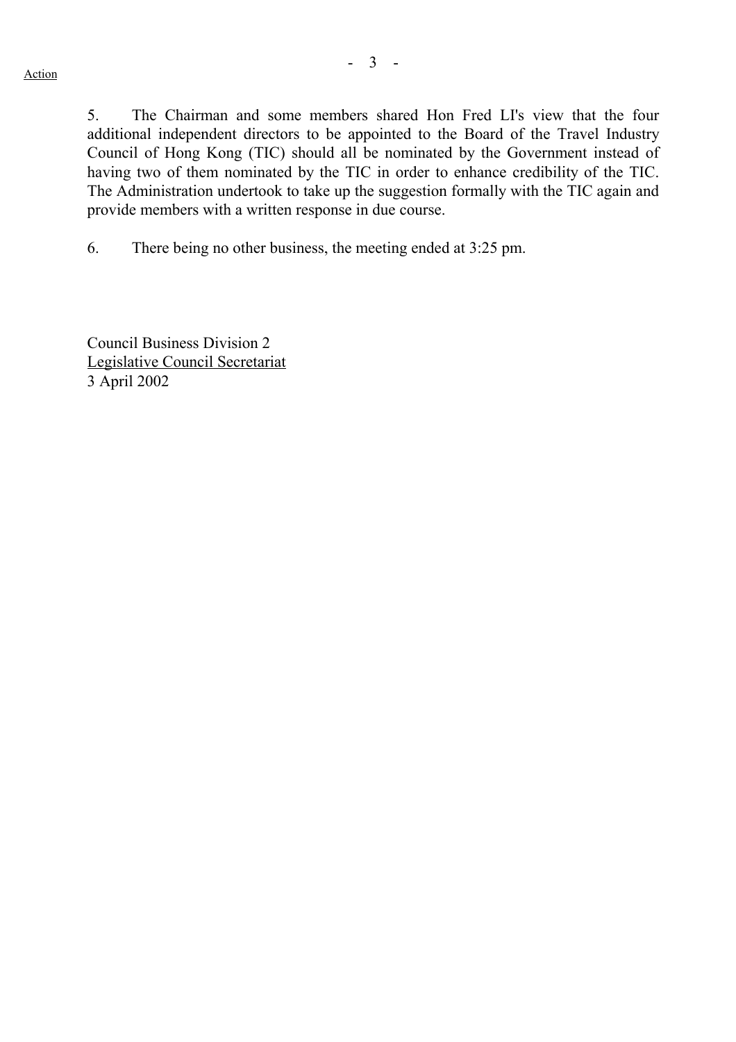Action

5. The Chairman and some members shared Hon Fred LI's view that the four additional independent directors to be appointed to the Board of the Travel Industry Council of Hong Kong (TIC) should all be nominated by the Government instead of having two of them nominated by the TIC in order to enhance credibility of the TIC. The Administration undertook to take up the suggestion formally with the TIC again and provide members with a written response in due course.

6. There being no other business, the meeting ended at 3:25 pm.

Council Business Division 2
Legislative Council Secretariat
3 April 2002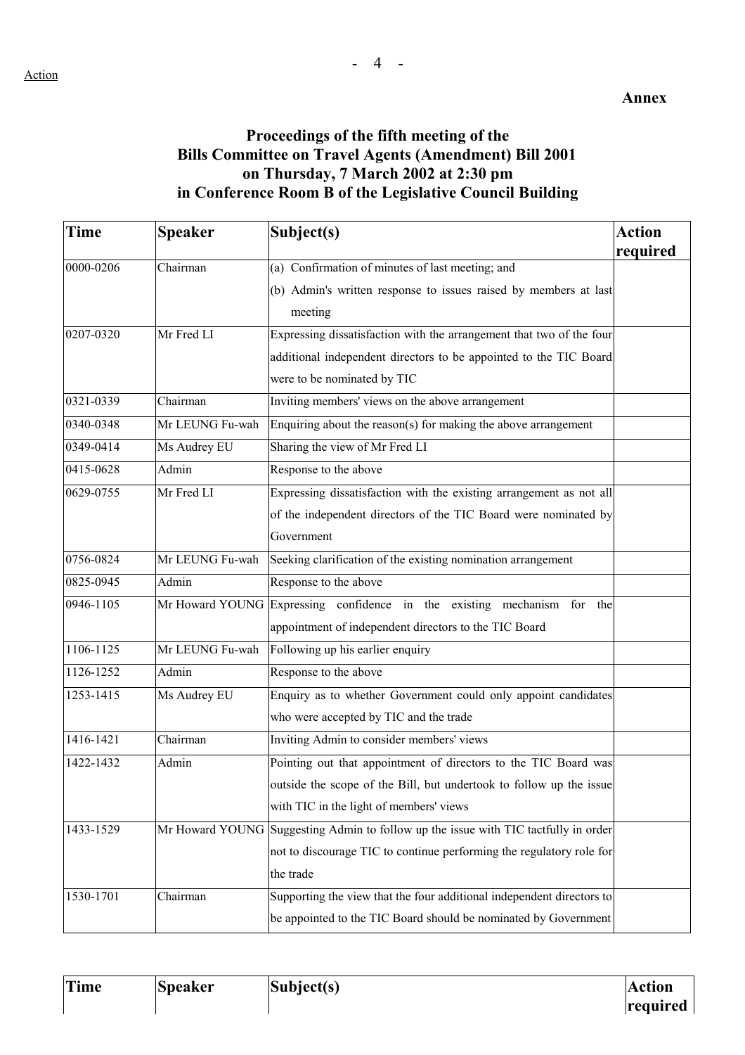Action

**Annex**

**Proceedings of the fifth meeting of the Bills Committee on Travel Agents (Amendment) Bill 2001 on Thursday, 7 March 2002 at 2:30 pm in Conference Room B of the Legislative Council Building**

| Time | Speaker | Subject(s) | Action required |
|---|---|---|---|
| 0000-0206 | Chairman | (a) Confirmation of minutes of last meeting; and (b) Admin's written response to issues raised by members at last meeting | |
| 0207-0320 | Mr Fred LI | Expressing dissatisfaction with the arrangement that two of the four additional independent directors to be appointed to the TIC Board were to be nominated by TIC | |
| 0321-0339 | Chairman | Inviting members' views on the above arrangement | |
| 0340-0348 | Mr LEUNG Fu-wah | Enquiring about the reason(s) for making the above arrangement | |
| 0349-0414 | Ms Audrey EU | Sharing the view of Mr Fred LI | |
| 0415-0628 | Admin | Response to the above | |
| 0629-0755 | Mr Fred LI | Expressing dissatisfaction with the existing arrangement as not all of the independent directors of the TIC Board were nominated by Government | |
| 0756-0824 | Mr LEUNG Fu-wah | Seeking clarification of the existing nomination arrangement | |
| 0825-0945 | Admin | Response to the above | |
| 0946-1105 | Mr Howard YOUNG | Expressing confidence in the existing mechanism for the appointment of independent directors to the TIC Board | |
| 1106-1125 | Mr LEUNG Fu-wah | Following up his earlier enquiry | |
| 1126-1252 | Admin | Response to the above | |
| 1253-1415 | Ms Audrey EU | Enquiry as to whether Government could only appoint candidates who were accepted by TIC and the trade | |
| 1416-1421 | Chairman | Inviting Admin to consider members' views | |
| 1422-1432 | Admin | Pointing out that appointment of directors to the TIC Board was outside the scope of the Bill, but undertook to follow up the issue with TIC in the light of members' views | |
| 1433-1529 | Mr Howard YOUNG | Suggesting Admin to follow up the issue with TIC tactfully in order not to discourage TIC to continue performing the regulatory role for the trade | |
| 1530-1701 | Chairman | Supporting the view that the four additional independent directors to be appointed to the TIC Board should be nominated by Government | |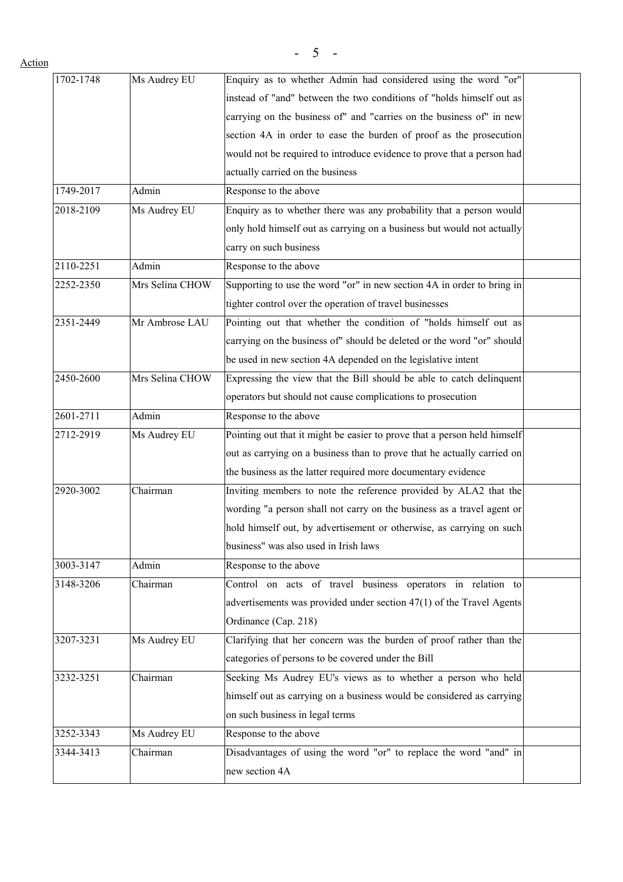Action

| | | | |
|---|---|---|---|
| 1702-1748 | Ms Audrey EU | Enquiry as to whether Admin had considered using the word "or" instead of "and" between the two conditions of "holds himself out as carrying on the business of" and "carries on the business of" in new section 4A in order to ease the burden of proof as the prosecution would not be required to introduce evidence to prove that a person had actually carried on the business | |
| 1749-2017 | Admin | Response to the above | |
| 2018-2109 | Ms Audrey EU | Enquiry as to whether there was any probability that a person would only hold himself out as carrying on a business but would not actually carry on such business | |
| 2110-2251 | Admin | Response to the above | |
| 2252-2350 | Mrs Selina CHOW | Supporting to use the word "or" in new section 4A in order to bring in tighter control over the operation of travel businesses | |
| 2351-2449 | Mr Ambrose LAU | Pointing out that whether the condition of "holds himself out as carrying on the business of" should be deleted or the word "or" should be used in new section 4A depended on the legislative intent | |
| 2450-2600 | Mrs Selina CHOW | Expressing the view that the Bill should be able to catch delinquent operators but should not cause complications to prosecution | |
| 2601-2711 | Admin | Response to the above | |
| 2712-2919 | Ms Audrey EU | Pointing out that it might be easier to prove that a person held himself out as carrying on a business than to prove that he actually carried on the business as the latter required more documentary evidence | |
| 2920-3002 | Chairman | Inviting members to note the reference provided by ALA2 that the wording "a person shall not carry on the business as a travel agent or hold himself out, by advertisement or otherwise, as carrying on such business" was also used in Irish laws | |
| 3003-3147 | Admin | Response to the above | |
| 3148-3206 | Chairman | Control on acts of travel business operators in relation to advertisements was provided under section 47(1) of the Travel Agents Ordinance (Cap. 218) | |
| 3207-3231 | Ms Audrey EU | Clarifying that her concern was the burden of proof rather than the categories of persons to be covered under the Bill | |
| 3232-3251 | Chairman | Seeking Ms Audrey EU's views as to whether a person who held himself out as carrying on a business would be considered as carrying on such business in legal terms | |
| 3252-3343 | Ms Audrey EU | Response to the above | |
| 3344-3413 | Chairman | Disadvantages of using the word "or" to replace the word "and" in new section 4A | |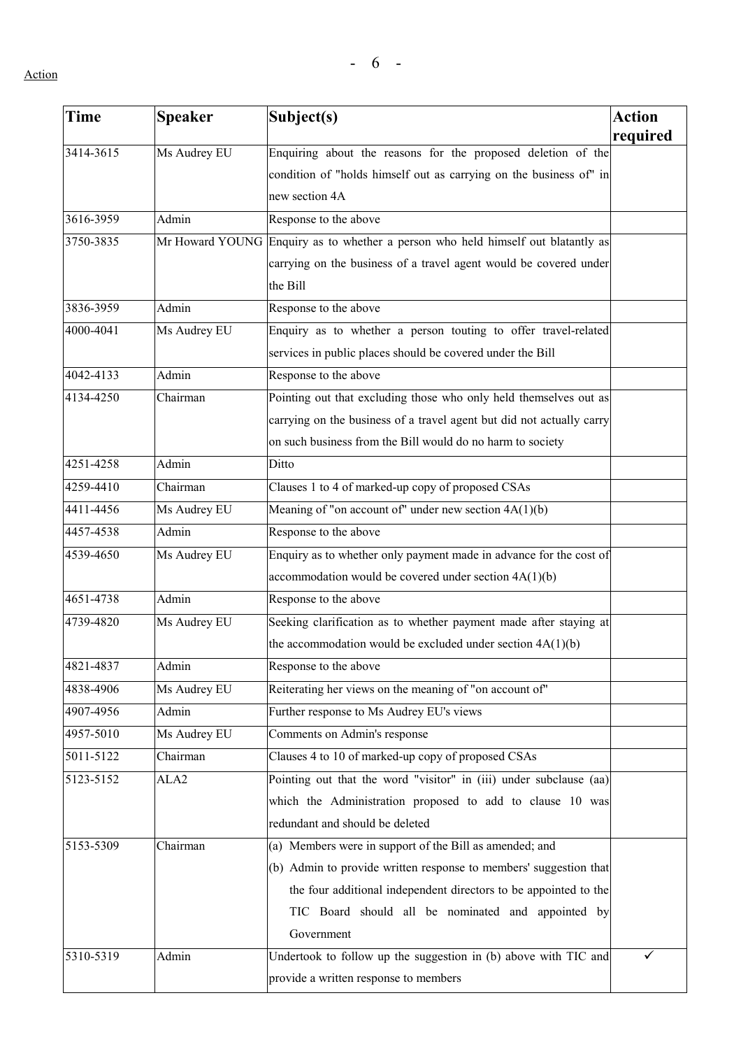Action

| Time | Speaker | Subject(s) | Action required |
|---|---|---|---|
| 3414-3615 | Ms Audrey EU | Enquiring about the reasons for the proposed deletion of the condition of "holds himself out as carrying on the business of" in new section 4A | |
| 3616-3959 | Admin | Response to the above | |
| 3750-3835 | Mr Howard YOUNG | Enquiry as to whether a person who held himself out blatantly as carrying on the business of a travel agent would be covered under the Bill | |
| 3836-3959 | Admin | Response to the above | |
| 4000-4041 | Ms Audrey EU | Enquiry as to whether a person touting to offer travel-related services in public places should be covered under the Bill | |
| 4042-4133 | Admin | Response to the above | |
| 4134-4250 | Chairman | Pointing out that excluding those who only held themselves out as carrying on the business of a travel agent but did not actually carry on such business from the Bill would do no harm to society | |
| 4251-4258 | Admin | Ditto | |
| 4259-4410 | Chairman | Clauses 1 to 4 of marked-up copy of proposed CSAs | |
| 4411-4456 | Ms Audrey EU | Meaning of "on account of" under new section 4A(1)(b) | |
| 4457-4538 | Admin | Response to the above | |
| 4539-4650 | Ms Audrey EU | Enquiry as to whether only payment made in advance for the cost of accommodation would be covered under section 4A(1)(b) | |
| 4651-4738 | Admin | Response to the above | |
| 4739-4820 | Ms Audrey EU | Seeking clarification as to whether payment made after staying at the accommodation would be excluded under section 4A(1)(b) | |
| 4821-4837 | Admin | Response to the above | |
| 4838-4906 | Ms Audrey EU | Reiterating her views on the meaning of "on account of" | |
| 4907-4956 | Admin | Further response to Ms Audrey EU's views | |
| 4957-5010 | Ms Audrey EU | Comments on Admin's response | |
| 5011-5122 | Chairman | Clauses 4 to 10 of marked-up copy of proposed CSAs | |
| 5123-5152 | ALA2 | Pointing out that the word "visitor" in (iii) under subclause (aa) which the Administration proposed to add to clause 10 was redundant and should be deleted | |
| 5153-5309 | Chairman | (a) Members were in support of the Bill as amended; and (b) Admin to provide written response to members' suggestion that the four additional independent directors to be appointed to the TIC Board should all be nominated and appointed by Government | |
| 5310-5319 | Admin | Undertook to follow up the suggestion in (b) above with TIC and provide a written response to members | ✓ |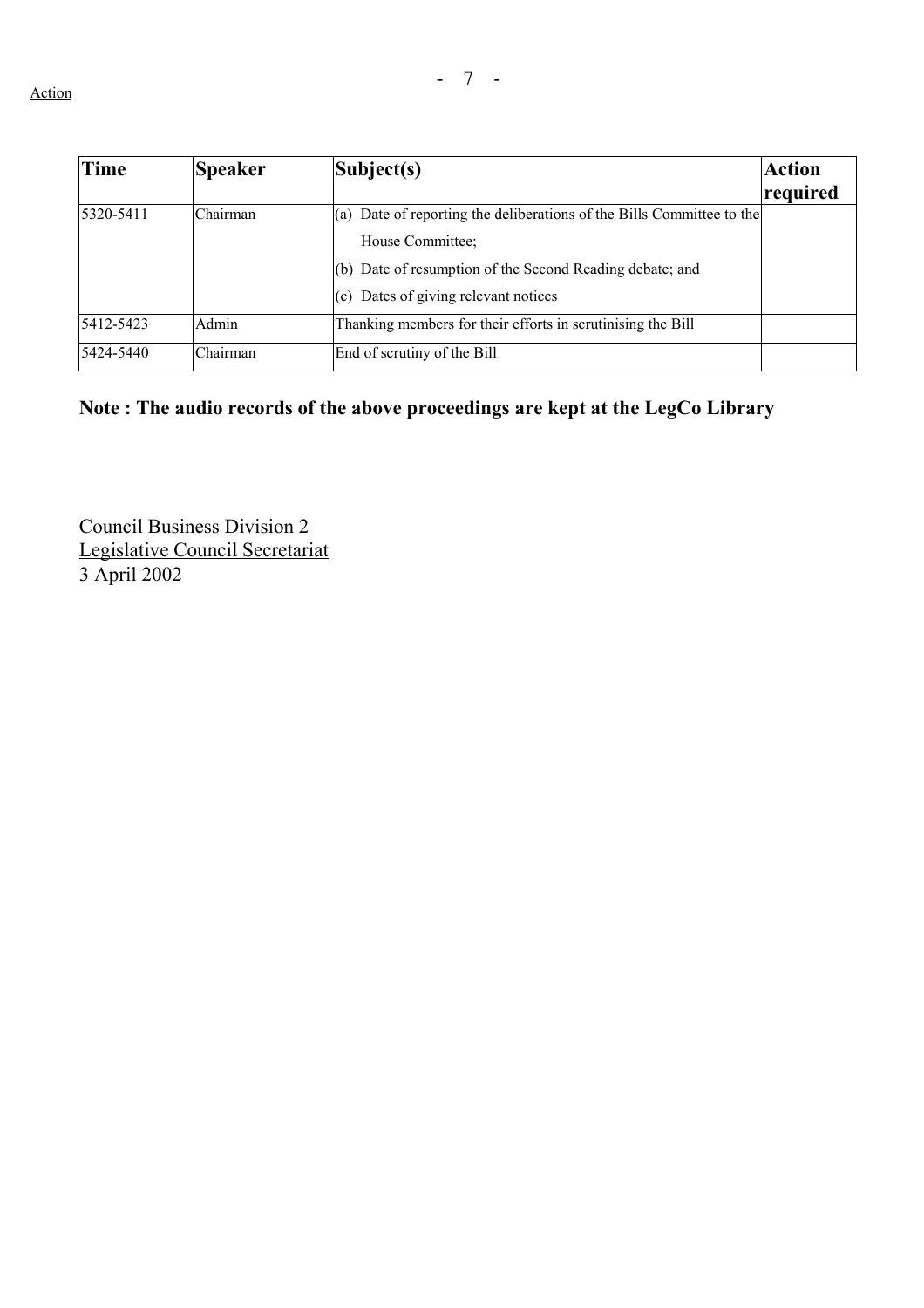Action

| Time | Speaker | Subject(s) | Action required |
|---|---|---|---|
| 5320-5411 | Chairman | (a) Date of reporting the deliberations of the Bills Committee to the House Committee;<br>(b) Date of resumption of the Second Reading debate; and<br>(c) Dates of giving relevant notices | |
| 5412-5423 | Admin | Thanking members for their efforts in scrutinising the Bill | |
| 5424-5440 | Chairman | End of scrutiny of the Bill | |

**Note : The audio records of the above proceedings are kept at the LegCo Library**

Council Business Division 2
Legislative Council Secretariat
3 April 2002